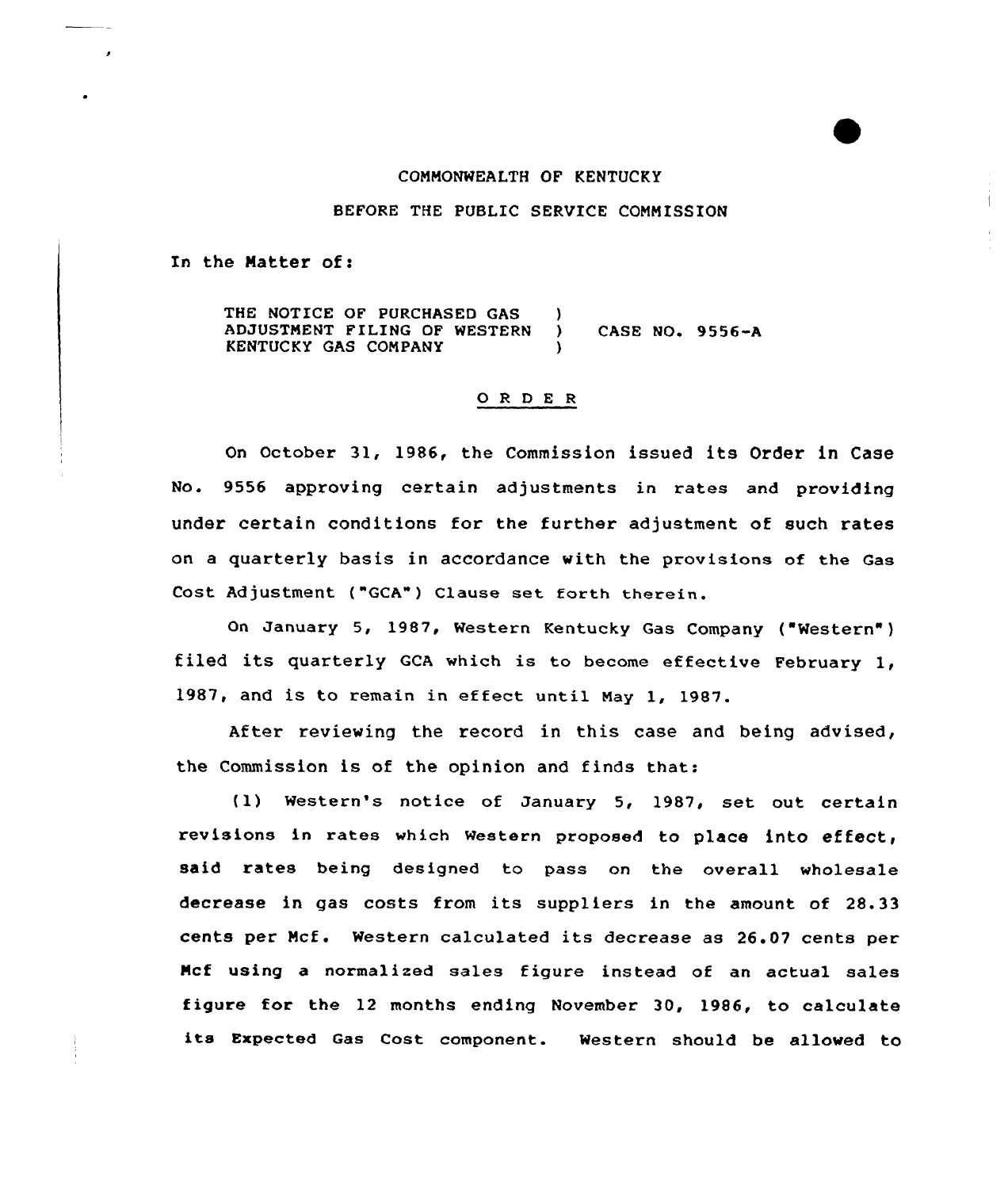COMMONWEALTH OF KENTUCKY

BEFORE THE PUBLIC SERVICE COMMISSION

In the Matter of:

THE NOTICE OF PURCHASED GAS ADJUSTMENT FILING OF WESTERN KENTUCKY GAS COMPANY ) CASE NO. 9556-A

## ORDER

On October 31, 1986, the Commission issued its Order in Case No. 9556 approving certain adjustments in rates and providing under certain conditions for the further adjustment of such rates on a quarterly basis in accordance with the provisions of the Gas Cost Adjustment ("GCA") Clause set forth therein.

On January 5, 1987, Western Kentucky Gas Company ("Western") filed its quarterly GCA which is to become effective February 1, 1987, and is to remain in effect until May 1, 1987.

After reviewing the record in this case and being advised, the Commission is of the opinion and finds that:

(1) Western's notice of January 5, 1987, set out certain revisions in rates which Western proposed to place into effect, said rates being designed to pass on the overall wholesale decrease in gas costs from its suppliers in the amount of 28.33 cents per Mcf. Western calculated its decrease as 26.07 cents per Mcf using a normalized sales figure instead of an actual sales figure for the 12 months ending November 30, 1986, to calculate its Expected Gas Cost component. Western should be allowed to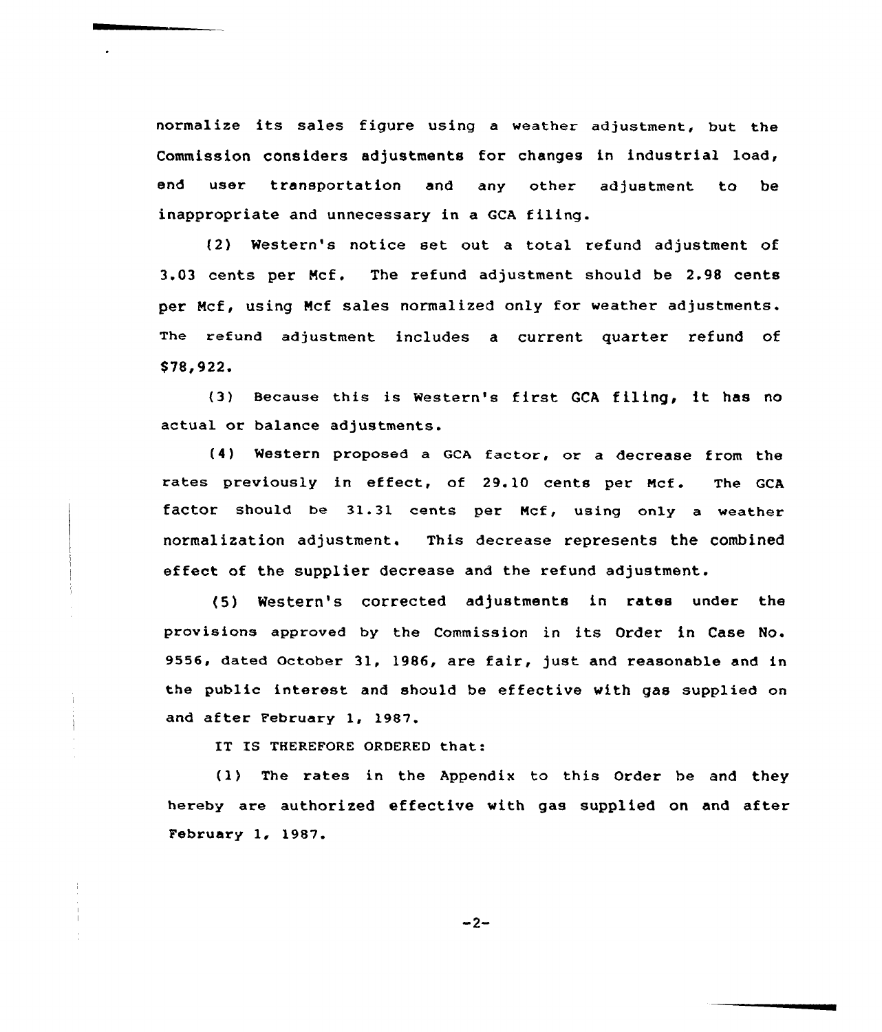normalize its sales figure using a weather adjustment, but the Commission considers adjustments for changes in industrial load, end user transportation and any other adjustment to be inappropriate and unnecessary in a GCA filing.

(2) Western's notice set out a total refund adjustment of 3.03 cents per Mcf. The refund adjustment should be 2.98 cents per Mcf, using Mcf sales normalized only for weather adjustments. The refund adjustment includes a current quarter refund of $78,922.

(3) Because this is Western's first GCA filing, it has no actual or balance adjustments.

(4) Western proposed a GCA factor, or a decrease from the rates previously in effect, of 29.10 cents per Mcf. The GCA factor should be 31.31 cents per Mcf, using only a weather normalization adjustment. This decrease represents the combined effect of the supplier decrease and the refund adjustment.

(5) Western's corrected adjustments in rates under the provisions approved by the Commission in its Order in Case No. 9556, dated October 31, 1986, are fair, just and reasonable and in the public interest and should be effective with gas supplied on and after February 1, 1987.

IT IS THEREFORE ORDERED that:

(1) The rates in the Appendix to this Order be and they hereby are authorized effective with gas supplied on and after February 1, 1987.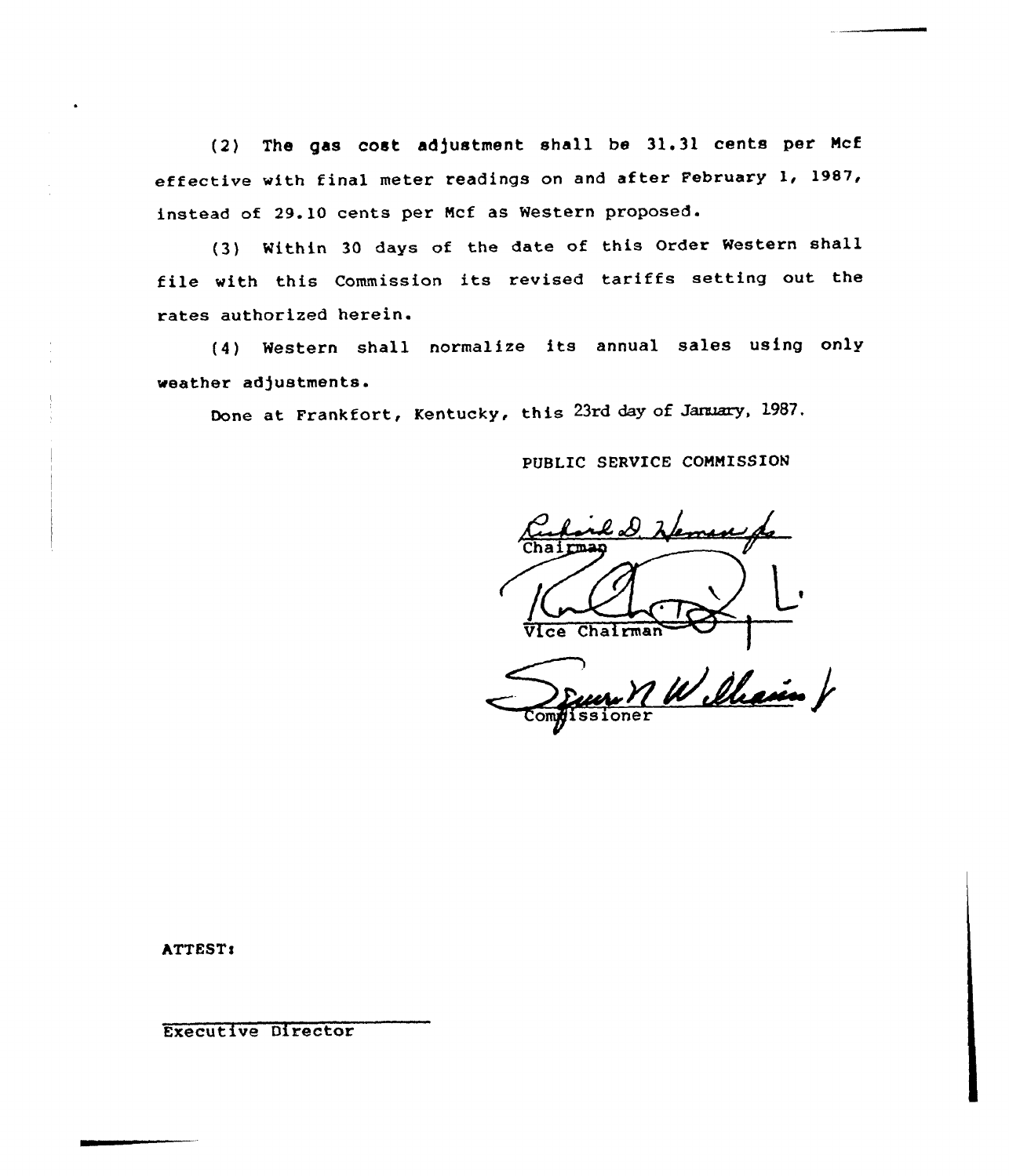(2) The gas cost adjustment shall be 31.31 cents per Mcf effective with final meter readings on and after February 1, 1987, instead of 29.10 cents per Mcf as Western proposed.

(3) Within 30 days of the date of this Order Western shall file with this Commission its revised tariffs setting out the rates authorized herein.

(4) Western shall normalize its annual sales using only weather adjustments.

Done at Frankfort, Kentucky, this 23rd day of January, 1987.

PUBLIC SERVICE COMMISSION

Chairman

Vice Chairman

Commissioner

ATTEST:

Executive Director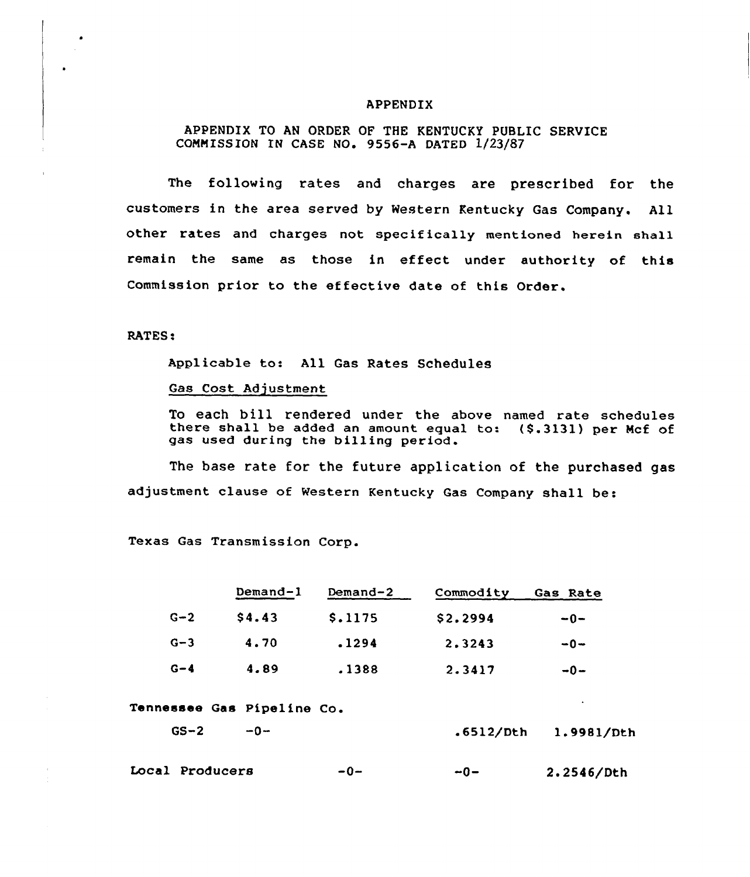# APPENDIX

APPENDIX TO AN ORDER OF THE KENTUCKY PUBLIC SERVICE COMMISSION IN CASE NO. 9556-A DATED 1/23/87

The following rates and charges are prescribed for the customers in the area served by Western Kentucky Gas Company. All other rates and charges not specifically mentioned herein shall remain the same as those in effect under authority of this Commission prior to the effective date of this Order.

RATES:

Applicable to: All Gas Rates Schedules

Gas Cost Adjustment

To each bill rendered under the above named rate schedules there shall be added an amount equal to: ($.3131) per Mcf of gas used during the billing period.

The base rate for the future application of the purchased gas adjustment clause of Western Kentucky Gas Company shall be:

Texas Gas Transmission Corp.

| | Demand-1 | Demand-2 | Commodity | Gas Rate |
|---|---|---|---|---|
| G-2 | $4.43 | $.1175 | $2.2994 | -0- |
| G-3 | 4.70 | .1294 | 2.3243 | -0- |
| G-4 | 4.89 | .1388 | 2.3417 | -0- |

Tennessee Gas Pipeline Co.

| | Demand-1 | Demand-2 | Commodity | Gas Rate |
|---|---|---|---|---|
| GS-2 | -0- | | .6512/Dth | 1.9981/Dth |
| Local Producers | | -0- | -0- | 2.2546/Dth |